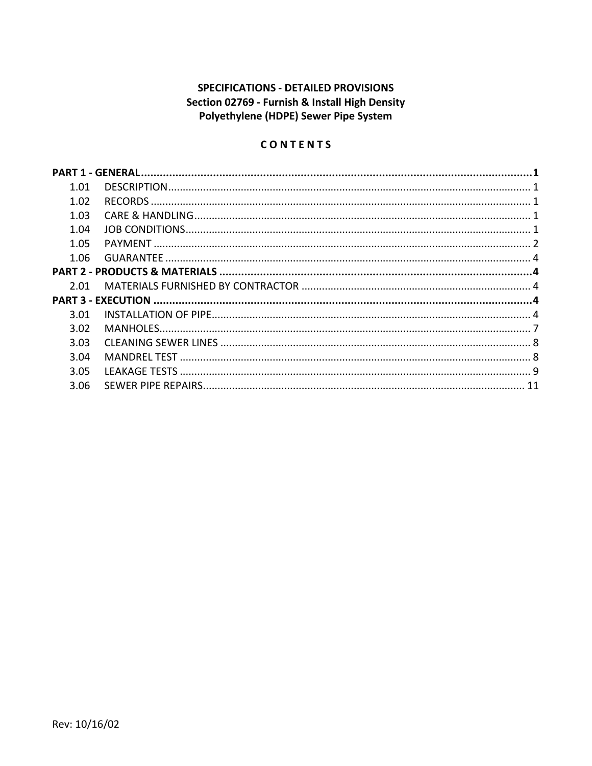**SPECIFICATIONS - DETAILED PROVISIONS**
**Section 02769 - Furnish & Install High Density Polyethylene (HDPE) Sewer Pipe System**

## C O N T E N T S

**PART 1 - GENERAL** ........................................ **1**

- 1.01 DESCRIPTION ........................................ 1
- 1.02 RECORDS ........................................ 1
- 1.03 CARE & HANDLING ........................................ 1
- 1.04 JOB CONDITIONS ........................................ 1
- 1.05 PAYMENT ........................................ 2
- 1.06 GUARANTEE ........................................ 4

**PART 2 - PRODUCTS & MATERIALS** ........................................ **4**

- 2.01 MATERIALS FURNISHED BY CONTRACTOR ........................................ 4

**PART 3 - EXECUTION** ........................................ **4**

- 3.01 INSTALLATION OF PIPE ........................................ 4
- 3.02 MANHOLES ........................................ 7
- 3.03 CLEANING SEWER LINES ........................................ 8
- 3.04 MANDREL TEST ........................................ 8
- 3.05 LEAKAGE TESTS ........................................ 9
- 3.06 SEWER PIPE REPAIRS ........................................ 11

Rev: 10/16/02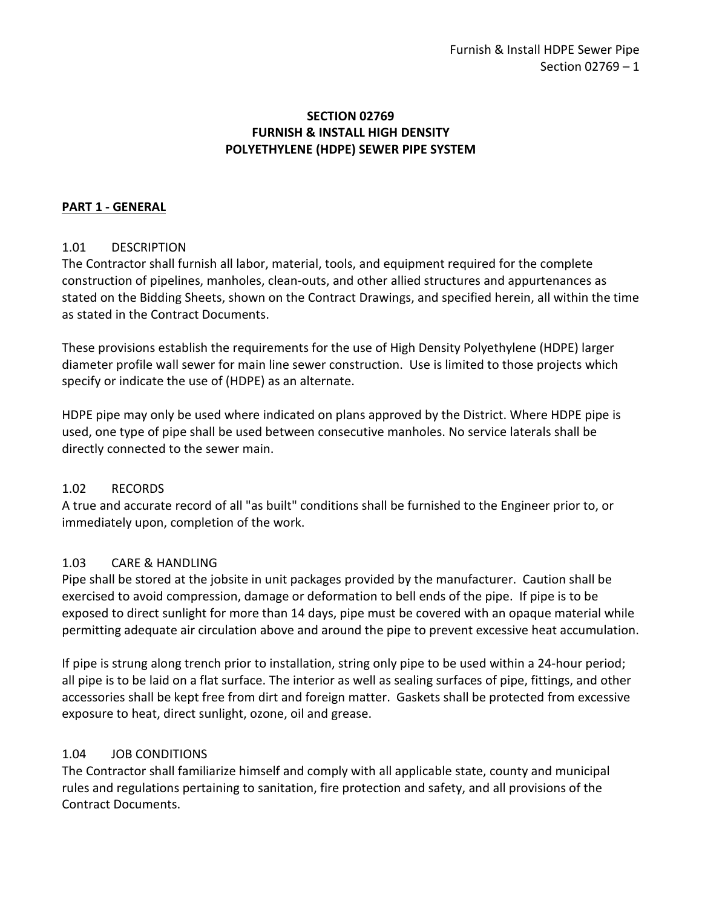# SECTION 02769
# FURNISH & INSTALL HIGH DENSITY POLYETHYLENE (HDPE) SEWER PIPE SYSTEM

## PART 1 - GENERAL

### 1.01 DESCRIPTION

The Contractor shall furnish all labor, material, tools, and equipment required for the complete construction of pipelines, manholes, clean-outs, and other allied structures and appurtenances as stated on the Bidding Sheets, shown on the Contract Drawings, and specified herein, all within the time as stated in the Contract Documents.

These provisions establish the requirements for the use of High Density Polyethylene (HDPE) larger diameter profile wall sewer for main line sewer construction. Use is limited to those projects which specify or indicate the use of (HDPE) as an alternate.

HDPE pipe may only be used where indicated on plans approved by the District. Where HDPE pipe is used, one type of pipe shall be used between consecutive manholes. No service laterals shall be directly connected to the sewer main.

### 1.02 RECORDS

A true and accurate record of all "as built" conditions shall be furnished to the Engineer prior to, or immediately upon, completion of the work.

### 1.03 CARE & HANDLING

Pipe shall be stored at the jobsite in unit packages provided by the manufacturer. Caution shall be exercised to avoid compression, damage or deformation to bell ends of the pipe. If pipe is to be exposed to direct sunlight for more than 14 days, pipe must be covered with an opaque material while permitting adequate air circulation above and around the pipe to prevent excessive heat accumulation.

If pipe is strung along trench prior to installation, string only pipe to be used within a 24-hour period; all pipe is to be laid on a flat surface. The interior as well as sealing surfaces of pipe, fittings, and other accessories shall be kept free from dirt and foreign matter. Gaskets shall be protected from excessive exposure to heat, direct sunlight, ozone, oil and grease.

### 1.04 JOB CONDITIONS

The Contractor shall familiarize himself and comply with all applicable state, county and municipal rules and regulations pertaining to sanitation, fire protection and safety, and all provisions of the Contract Documents.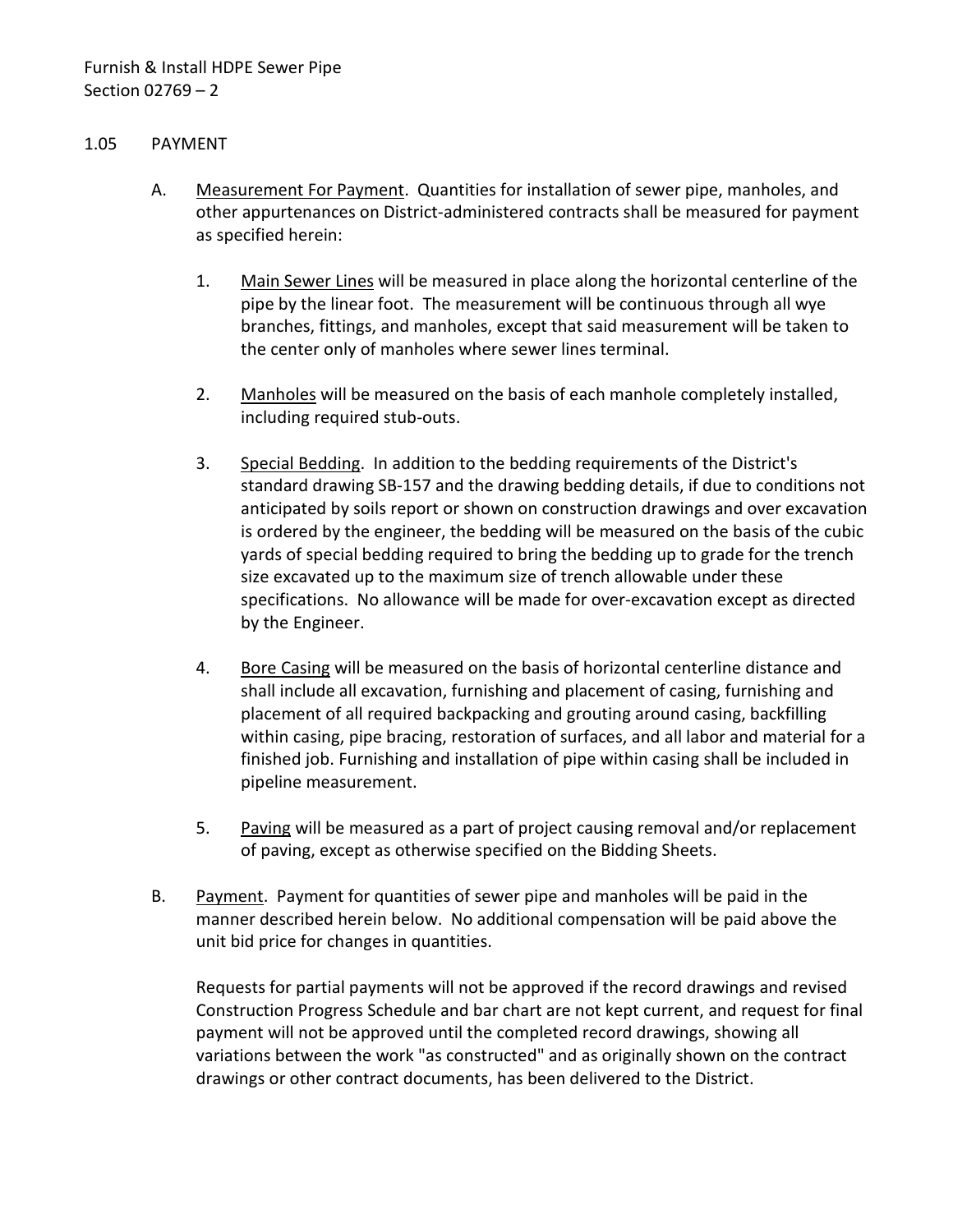## 1.05 PAYMENT

A. Measurement For Payment. Quantities for installation of sewer pipe, manholes, and other appurtenances on District-administered contracts shall be measured for payment as specified herein:

1. Main Sewer Lines will be measured in place along the horizontal centerline of the pipe by the linear foot. The measurement will be continuous through all wye branches, fittings, and manholes, except that said measurement will be taken to the center only of manholes where sewer lines terminal.

2. Manholes will be measured on the basis of each manhole completely installed, including required stub-outs.

3. Special Bedding. In addition to the bedding requirements of the District's standard drawing SB-157 and the drawing bedding details, if due to conditions not anticipated by soils report or shown on construction drawings and over excavation is ordered by the engineer, the bedding will be measured on the basis of the cubic yards of special bedding required to bring the bedding up to grade for the trench size excavated up to the maximum size of trench allowable under these specifications. No allowance will be made for over-excavation except as directed by the Engineer.

4. Bore Casing will be measured on the basis of horizontal centerline distance and shall include all excavation, furnishing and placement of casing, furnishing and placement of all required backpacking and grouting around casing, backfilling within casing, pipe bracing, restoration of surfaces, and all labor and material for a finished job. Furnishing and installation of pipe within casing shall be included in pipeline measurement.

5. Paving will be measured as a part of project causing removal and/or replacement of paving, except as otherwise specified on the Bidding Sheets.

B. Payment. Payment for quantities of sewer pipe and manholes will be paid in the manner described herein below. No additional compensation will be paid above the unit bid price for changes in quantities.

Requests for partial payments will not be approved if the record drawings and revised Construction Progress Schedule and bar chart are not kept current, and request for final payment will not be approved until the completed record drawings, showing all variations between the work "as constructed" and as originally shown on the contract drawings or other contract documents, has been delivered to the District.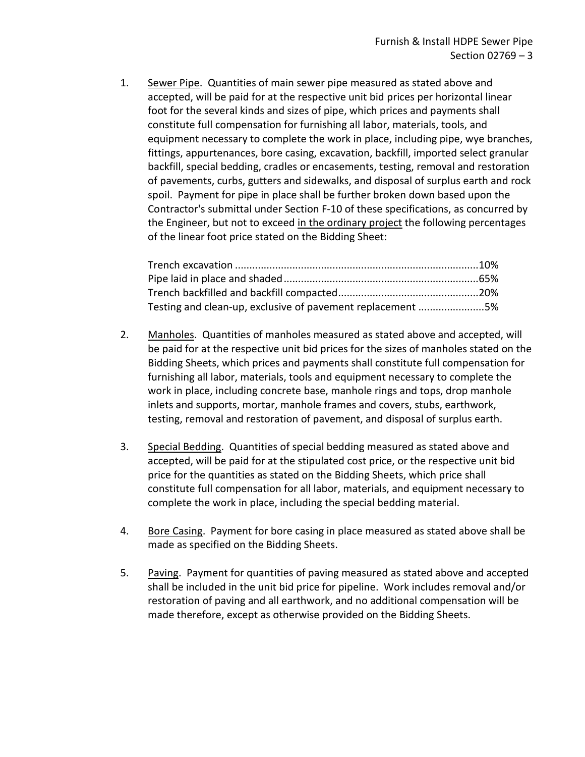1. <u>Sewer Pipe</u>. Quantities of main sewer pipe measured as stated above and accepted, will be paid for at the respective unit bid prices per horizontal linear foot for the several kinds and sizes of pipe, which prices and payments shall constitute full compensation for furnishing all labor, materials, tools, and equipment necessary to complete the work in place, including pipe, wye branches, fittings, appurtenances, bore casing, excavation, backfill, imported select granular backfill, special bedding, cradles or encasements, testing, removal and restoration of pavements, curbs, gutters and sidewalks, and disposal of surplus earth and rock spoil. Payment for pipe in place shall be further broken down based upon the Contractor's submittal under Section F-10 of these specifications, as concurred by the Engineer, but not to exceed <u>in the ordinary project</u> the following percentages of the linear foot price stated on the Bidding Sheet:

   Trench excavation ....................................................................................10%
   Pipe laid in place and shaded....................................................................65%
   Trench backfilled and backfill compacted.................................................20%
   Testing and clean-up, exclusive of pavement replacement .......................5%

2. <u>Manholes</u>. Quantities of manholes measured as stated above and accepted, will be paid for at the respective unit bid prices for the sizes of manholes stated on the Bidding Sheets, which prices and payments shall constitute full compensation for furnishing all labor, materials, tools and equipment necessary to complete the work in place, including concrete base, manhole rings and tops, drop manhole inlets and supports, mortar, manhole frames and covers, stubs, earthwork, testing, removal and restoration of pavement, and disposal of surplus earth.

3. <u>Special Bedding</u>. Quantities of special bedding measured as stated above and accepted, will be paid for at the stipulated cost price, or the respective unit bid price for the quantities as stated on the Bidding Sheets, which price shall constitute full compensation for all labor, materials, and equipment necessary to complete the work in place, including the special bedding material.

4. <u>Bore Casing</u>. Payment for bore casing in place measured as stated above shall be made as specified on the Bidding Sheets.

5. <u>Paving</u>. Payment for quantities of paving measured as stated above and accepted shall be included in the unit bid price for pipeline. Work includes removal and/or restoration of paving and all earthwork, and no additional compensation will be made therefore, except as otherwise provided on the Bidding Sheets.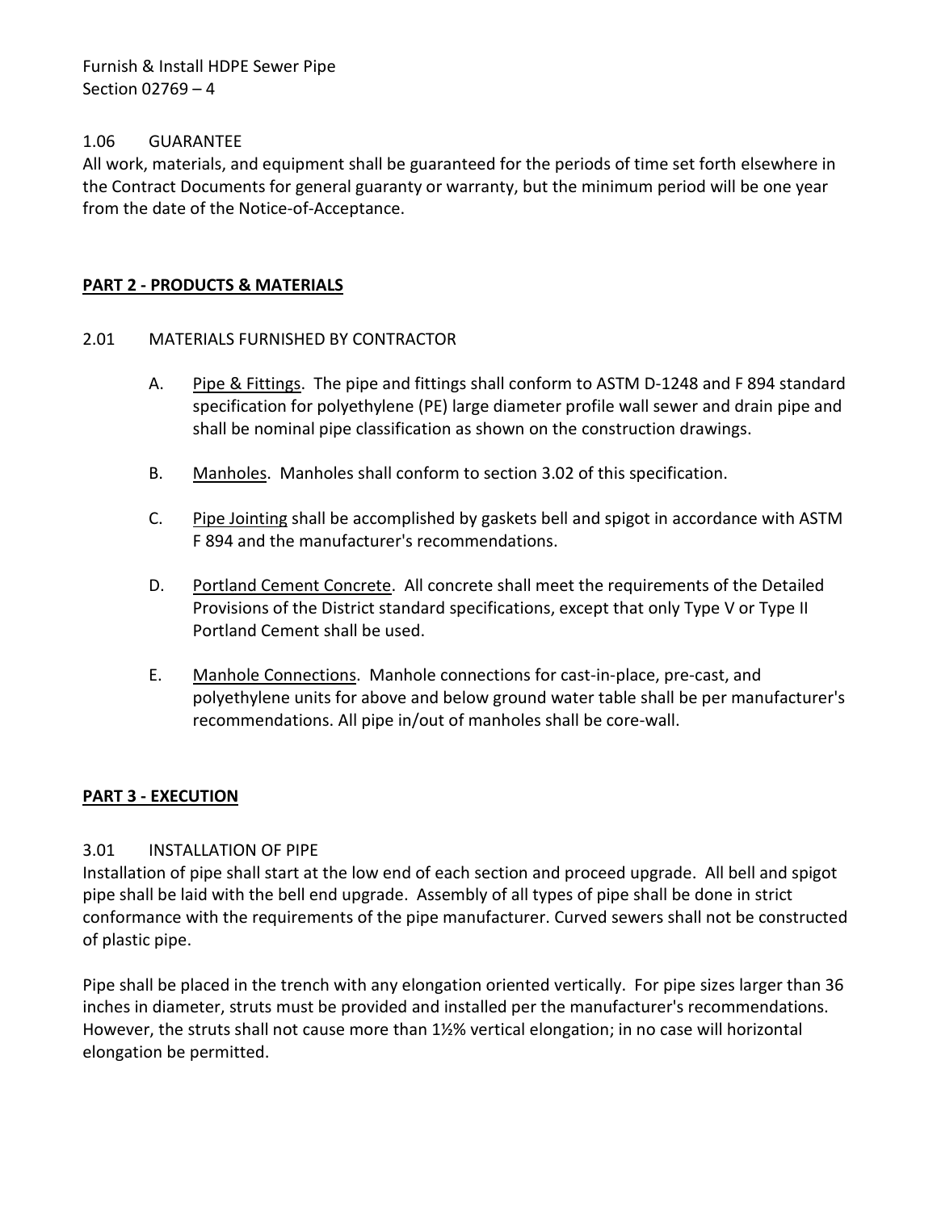### 1.06 GUARANTEE

All work, materials, and equipment shall be guaranteed for the periods of time set forth elsewhere in the Contract Documents for general guaranty or warranty, but the minimum period will be one year from the date of the Notice-of-Acceptance.

## PART 2 - PRODUCTS & MATERIALS

### 2.01 MATERIALS FURNISHED BY CONTRACTOR

A. Pipe & Fittings. The pipe and fittings shall conform to ASTM D-1248 and F 894 standard specification for polyethylene (PE) large diameter profile wall sewer and drain pipe and shall be nominal pipe classification as shown on the construction drawings.

B. Manholes. Manholes shall conform to section 3.02 of this specification.

C. Pipe Jointing shall be accomplished by gaskets bell and spigot in accordance with ASTM F 894 and the manufacturer's recommendations.

D. Portland Cement Concrete. All concrete shall meet the requirements of the Detailed Provisions of the District standard specifications, except that only Type V or Type II Portland Cement shall be used.

E. Manhole Connections. Manhole connections for cast-in-place, pre-cast, and polyethylene units for above and below ground water table shall be per manufacturer's recommendations. All pipe in/out of manholes shall be core-wall.

## PART 3 - EXECUTION

### 3.01 INSTALLATION OF PIPE

Installation of pipe shall start at the low end of each section and proceed upgrade. All bell and spigot pipe shall be laid with the bell end upgrade. Assembly of all types of pipe shall be done in strict conformance with the requirements of the pipe manufacturer. Curved sewers shall not be constructed of plastic pipe.

Pipe shall be placed in the trench with any elongation oriented vertically. For pipe sizes larger than 36 inches in diameter, struts must be provided and installed per the manufacturer's recommendations. However, the struts shall not cause more than 1½% vertical elongation; in no case will horizontal elongation be permitted.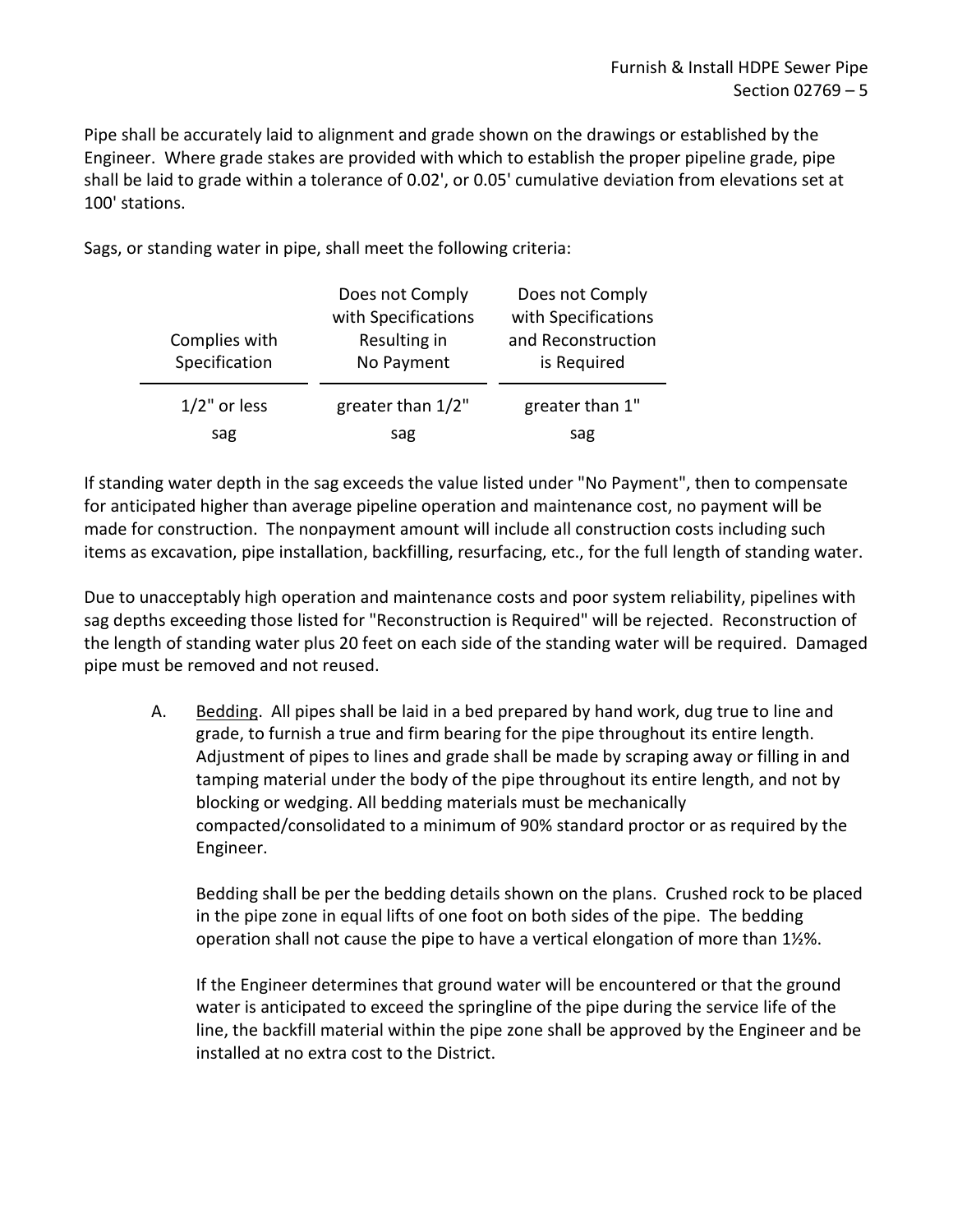Pipe shall be accurately laid to alignment and grade shown on the drawings or established by the Engineer. Where grade stakes are provided with which to establish the proper pipeline grade, pipe shall be laid to grade within a tolerance of 0.02', or 0.05' cumulative deviation from elevations set at 100' stations.

Sags, or standing water in pipe, shall meet the following criteria:

| Complies with Specification | Does not Comply with Specifications Resulting in No Payment | Does not Comply with Specifications and Reconstruction is Required |
|---|---|---|
| 1/2" or less sag | greater than 1/2" sag | greater than 1" sag |

If standing water depth in the sag exceeds the value listed under "No Payment", then to compensate for anticipated higher than average pipeline operation and maintenance cost, no payment will be made for construction. The nonpayment amount will include all construction costs including such items as excavation, pipe installation, backfilling, resurfacing, etc., for the full length of standing water.

Due to unacceptably high operation and maintenance costs and poor system reliability, pipelines with sag depths exceeding those listed for "Reconstruction is Required" will be rejected. Reconstruction of the length of standing water plus 20 feet on each side of the standing water will be required. Damaged pipe must be removed and not reused.

A. Bedding. All pipes shall be laid in a bed prepared by hand work, dug true to line and grade, to furnish a true and firm bearing for the pipe throughout its entire length. Adjustment of pipes to lines and grade shall be made by scraping away or filling in and tamping material under the body of the pipe throughout its entire length, and not by blocking or wedging. All bedding materials must be mechanically compacted/consolidated to a minimum of 90% standard proctor or as required by the Engineer.

   Bedding shall be per the bedding details shown on the plans. Crushed rock to be placed in the pipe zone in equal lifts of one foot on both sides of the pipe. The bedding operation shall not cause the pipe to have a vertical elongation of more than 1½%.

   If the Engineer determines that ground water will be encountered or that the ground water is anticipated to exceed the springline of the pipe during the service life of the line, the backfill material within the pipe zone shall be approved by the Engineer and be installed at no extra cost to the District.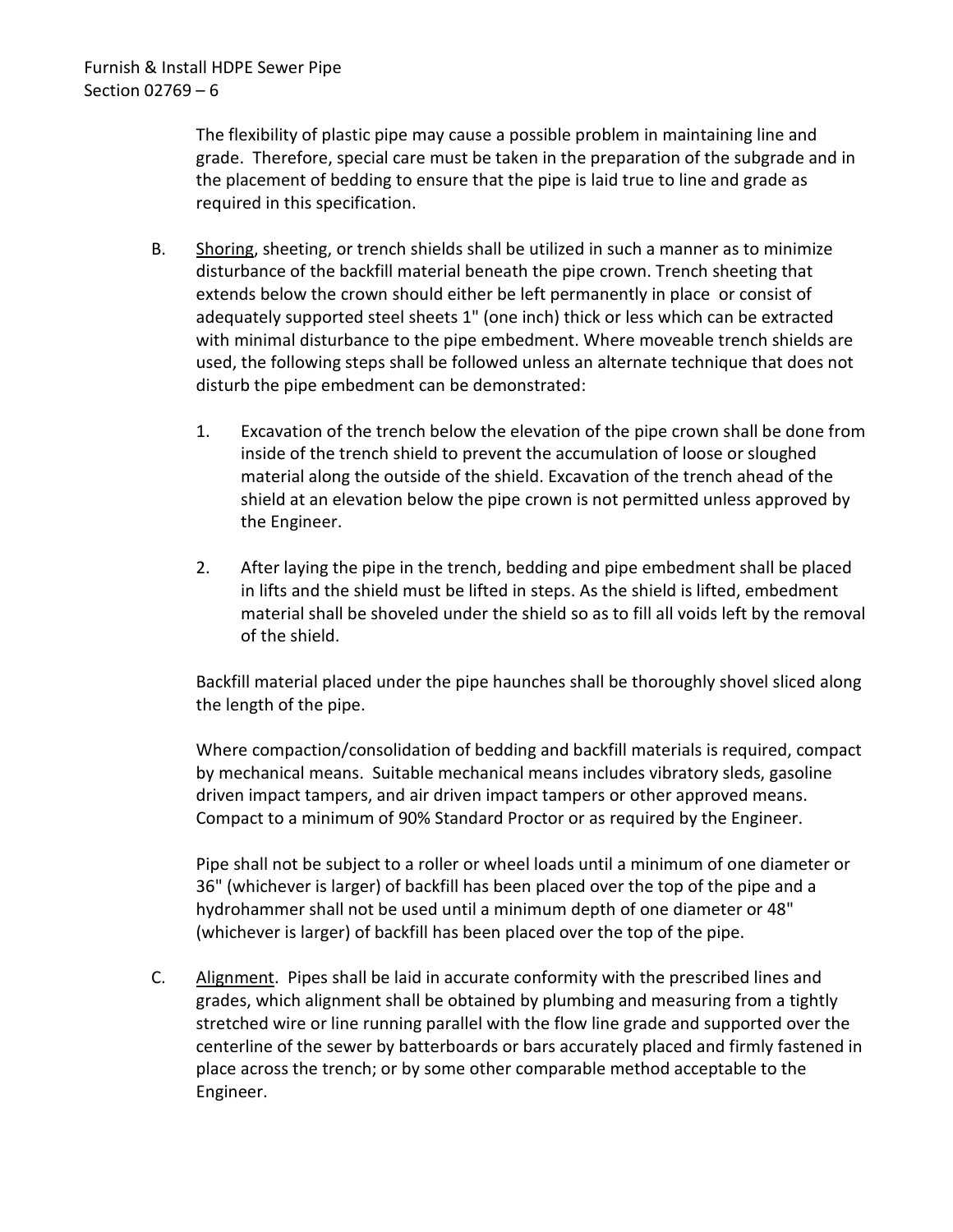The flexibility of plastic pipe may cause a possible problem in maintaining line and grade. Therefore, special care must be taken in the preparation of the subgrade and in the placement of bedding to ensure that the pipe is laid true to line and grade as required in this specification.

B. Shoring, sheeting, or trench shields shall be utilized in such a manner as to minimize disturbance of the backfill material beneath the pipe crown. Trench sheeting that extends below the crown should either be left permanently in place or consist of adequately supported steel sheets 1" (one inch) thick or less which can be extracted with minimal disturbance to the pipe embedment. Where moveable trench shields are used, the following steps shall be followed unless an alternate technique that does not disturb the pipe embedment can be demonstrated:

   1. Excavation of the trench below the elevation of the pipe crown shall be done from inside of the trench shield to prevent the accumulation of loose or sloughed material along the outside of the shield. Excavation of the trench ahead of the shield at an elevation below the pipe crown is not permitted unless approved by the Engineer.

   2. After laying the pipe in the trench, bedding and pipe embedment shall be placed in lifts and the shield must be lifted in steps. As the shield is lifted, embedment material shall be shoveled under the shield so as to fill all voids left by the removal of the shield.

   Backfill material placed under the pipe haunches shall be thoroughly shovel sliced along the length of the pipe.

   Where compaction/consolidation of bedding and backfill materials is required, compact by mechanical means. Suitable mechanical means includes vibratory sleds, gasoline driven impact tampers, and air driven impact tampers or other approved means. Compact to a minimum of 90% Standard Proctor or as required by the Engineer.

   Pipe shall not be subject to a roller or wheel loads until a minimum of one diameter or 36" (whichever is larger) of backfill has been placed over the top of the pipe and a hydrohammer shall not be used until a minimum depth of one diameter or 48" (whichever is larger) of backfill has been placed over the top of the pipe.

C. Alignment. Pipes shall be laid in accurate conformity with the prescribed lines and grades, which alignment shall be obtained by plumbing and measuring from a tightly stretched wire or line running parallel with the flow line grade and supported over the centerline of the sewer by batterboards or bars accurately placed and firmly fastened in place across the trench; or by some other comparable method acceptable to the Engineer.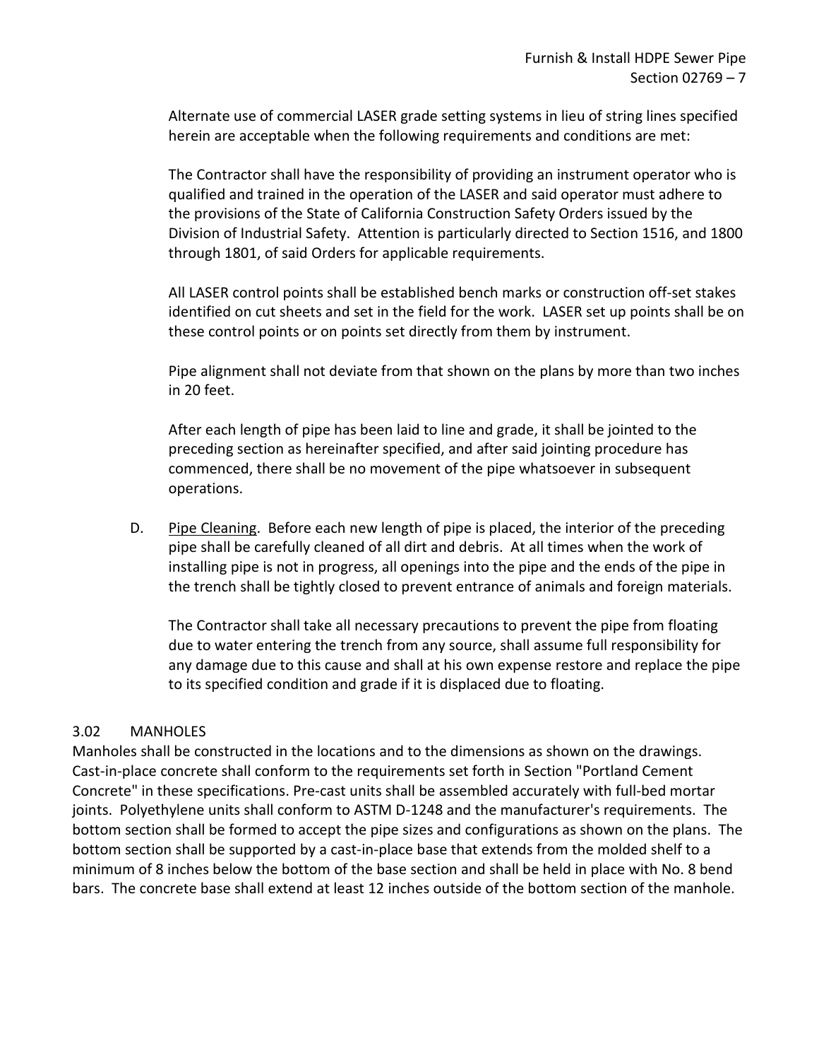Alternate use of commercial LASER grade setting systems in lieu of string lines specified herein are acceptable when the following requirements and conditions are met:

The Contractor shall have the responsibility of providing an instrument operator who is qualified and trained in the operation of the LASER and said operator must adhere to the provisions of the State of California Construction Safety Orders issued by the Division of Industrial Safety. Attention is particularly directed to Section 1516, and 1800 through 1801, of said Orders for applicable requirements.

All LASER control points shall be established bench marks or construction off-set stakes identified on cut sheets and set in the field for the work. LASER set up points shall be on these control points or on points set directly from them by instrument.

Pipe alignment shall not deviate from that shown on the plans by more than two inches in 20 feet.

After each length of pipe has been laid to line and grade, it shall be jointed to the preceding section as hereinafter specified, and after said jointing procedure has commenced, there shall be no movement of the pipe whatsoever in subsequent operations.

D. Pipe Cleaning. Before each new length of pipe is placed, the interior of the preceding pipe shall be carefully cleaned of all dirt and debris. At all times when the work of installing pipe is not in progress, all openings into the pipe and the ends of the pipe in the trench shall be tightly closed to prevent entrance of animals and foreign materials.

The Contractor shall take all necessary precautions to prevent the pipe from floating due to water entering the trench from any source, shall assume full responsibility for any damage due to this cause and shall at his own expense restore and replace the pipe to its specified condition and grade if it is displaced due to floating.

## 3.02 MANHOLES

Manholes shall be constructed in the locations and to the dimensions as shown on the drawings. Cast-in-place concrete shall conform to the requirements set forth in Section "Portland Cement Concrete" in these specifications. Pre-cast units shall be assembled accurately with full-bed mortar joints. Polyethylene units shall conform to ASTM D-1248 and the manufacturer's requirements. The bottom section shall be formed to accept the pipe sizes and configurations as shown on the plans. The bottom section shall be supported by a cast-in-place base that extends from the molded shelf to a minimum of 8 inches below the bottom of the base section and shall be held in place with No. 8 bend bars. The concrete base shall extend at least 12 inches outside of the bottom section of the manhole.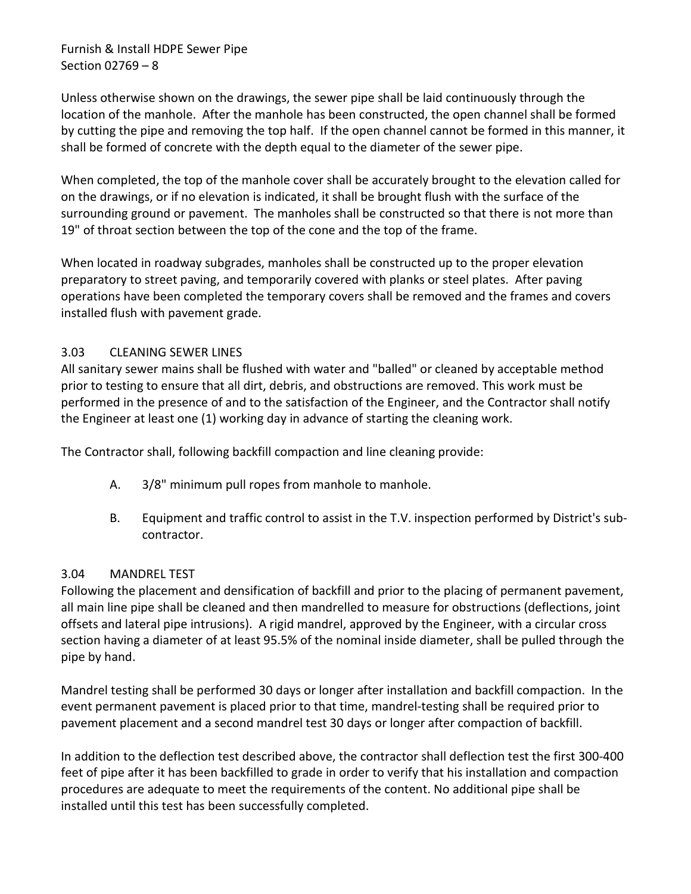Unless otherwise shown on the drawings, the sewer pipe shall be laid continuously through the location of the manhole. After the manhole has been constructed, the open channel shall be formed by cutting the pipe and removing the top half. If the open channel cannot be formed in this manner, it shall be formed of concrete with the depth equal to the diameter of the sewer pipe.

When completed, the top of the manhole cover shall be accurately brought to the elevation called for on the drawings, or if no elevation is indicated, it shall be brought flush with the surface of the surrounding ground or pavement. The manholes shall be constructed so that there is not more than 19" of throat section between the top of the cone and the top of the frame.

When located in roadway subgrades, manholes shall be constructed up to the proper elevation preparatory to street paving, and temporarily covered with planks or steel plates. After paving operations have been completed the temporary covers shall be removed and the frames and covers installed flush with pavement grade.

## 3.03 CLEANING SEWER LINES

All sanitary sewer mains shall be flushed with water and "balled" or cleaned by acceptable method prior to testing to ensure that all dirt, debris, and obstructions are removed. This work must be performed in the presence of and to the satisfaction of the Engineer, and the Contractor shall notify the Engineer at least one (1) working day in advance of starting the cleaning work.

The Contractor shall, following backfill compaction and line cleaning provide:

A. 3/8" minimum pull ropes from manhole to manhole.

B. Equipment and traffic control to assist in the T.V. inspection performed by District's sub-contractor.

## 3.04 MANDREL TEST

Following the placement and densification of backfill and prior to the placing of permanent pavement, all main line pipe shall be cleaned and then mandrelled to measure for obstructions (deflections, joint offsets and lateral pipe intrusions). A rigid mandrel, approved by the Engineer, with a circular cross section having a diameter of at least 95.5% of the nominal inside diameter, shall be pulled through the pipe by hand.

Mandrel testing shall be performed 30 days or longer after installation and backfill compaction. In the event permanent pavement is placed prior to that time, mandrel-testing shall be required prior to pavement placement and a second mandrel test 30 days or longer after compaction of backfill.

In addition to the deflection test described above, the contractor shall deflection test the first 300-400 feet of pipe after it has been backfilled to grade in order to verify that his installation and compaction procedures are adequate to meet the requirements of the content. No additional pipe shall be installed until this test has been successfully completed.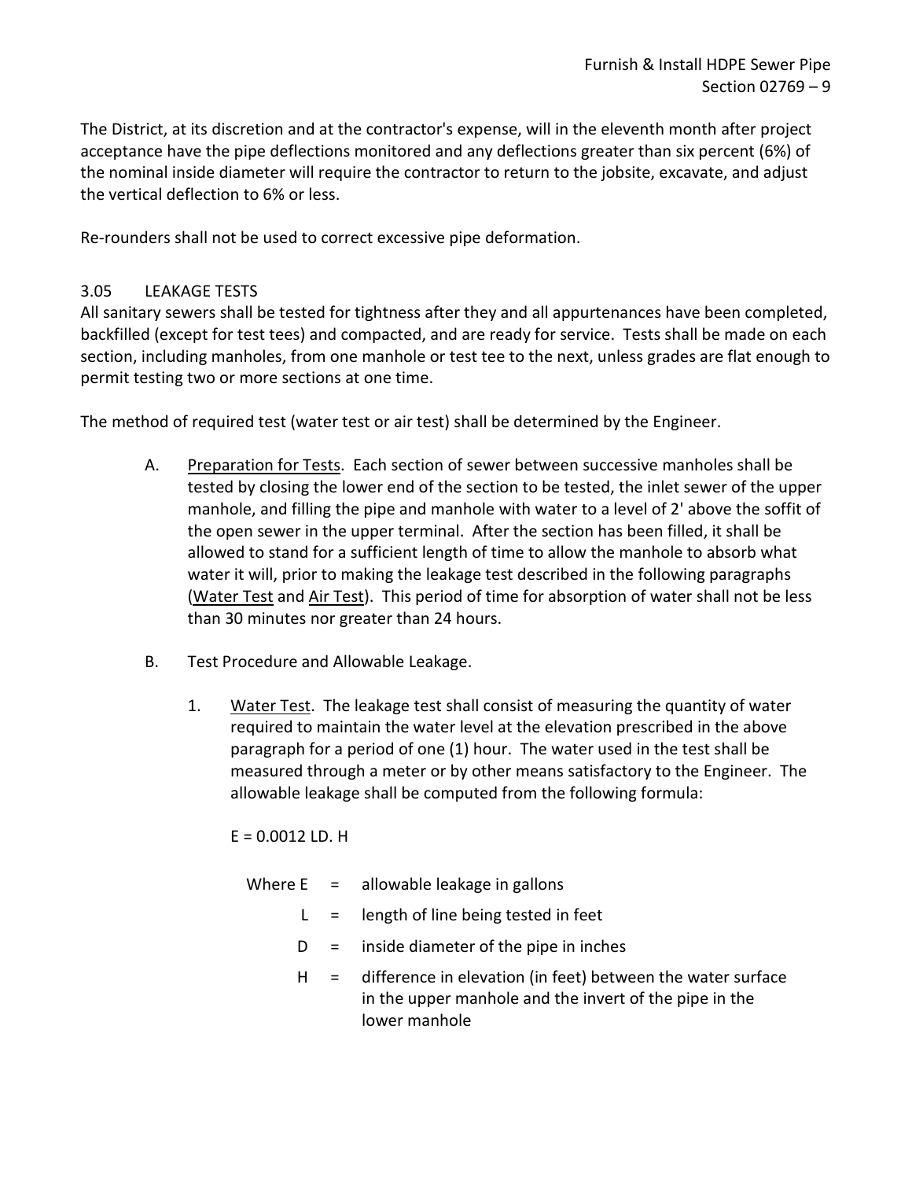The District, at its discretion and at the contractor's expense, will in the eleventh month after project acceptance have the pipe deflections monitored and any deflections greater than six percent (6%) of the nominal inside diameter will require the contractor to return to the jobsite, excavate, and adjust the vertical deflection to 6% or less.

Re-rounders shall not be used to correct excessive pipe deformation.

## 3.05 LEAKAGE TESTS

All sanitary sewers shall be tested for tightness after they and all appurtenances have been completed, backfilled (except for test tees) and compacted, and are ready for service. Tests shall be made on each section, including manholes, from one manhole or test tee to the next, unless grades are flat enough to permit testing two or more sections at one time.

The method of required test (water test or air test) shall be determined by the Engineer.

A. Preparation for Tests. Each section of sewer between successive manholes shall be tested by closing the lower end of the section to be tested, the inlet sewer of the upper manhole, and filling the pipe and manhole with water to a level of 2' above the soffit of the open sewer in the upper terminal. After the section has been filled, it shall be allowed to stand for a sufficient length of time to allow the manhole to absorb what water it will, prior to making the leakage test described in the following paragraphs (Water Test and Air Test). This period of time for absorption of water shall not be less than 30 minutes nor greater than 24 hours.

B. Test Procedure and Allowable Leakage.

1. Water Test. The leakage test shall consist of measuring the quantity of water required to maintain the water level at the elevation prescribed in the above paragraph for a period of one (1) hour. The water used in the test shall be measured through a meter or by other means satisfactory to the Engineer. The allowable leakage shall be computed from the following formula:

   $E = 0.0012\ LD.\ H$

   Where E = allowable leakage in gallons

   L = length of line being tested in feet

   D = inside diameter of the pipe in inches

   H = difference in elevation (in feet) between the water surface in the upper manhole and the invert of the pipe in the lower manhole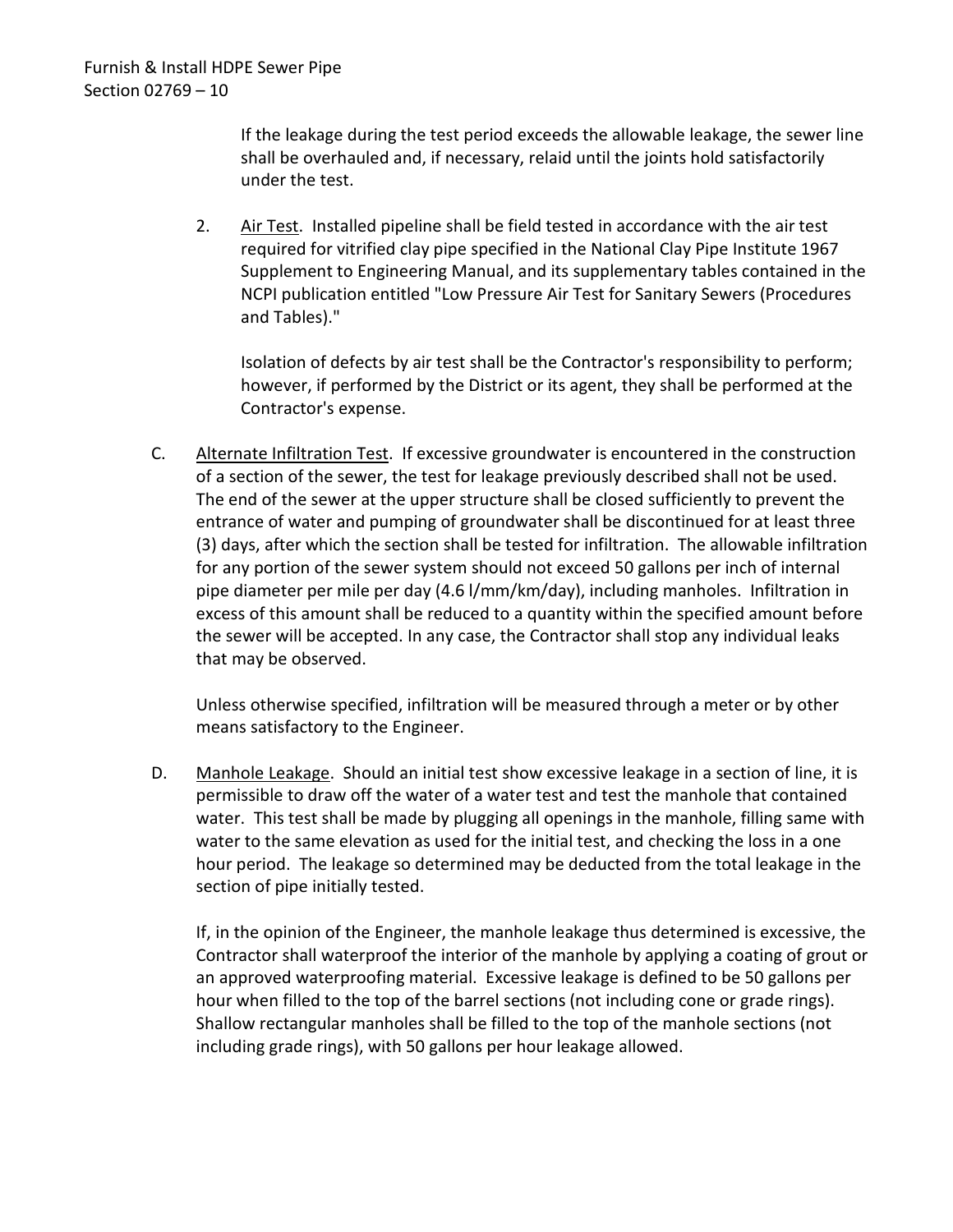If the leakage during the test period exceeds the allowable leakage, the sewer line shall be overhauled and, if necessary, relaid until the joints hold satisfactorily under the test.

2. Air Test. Installed pipeline shall be field tested in accordance with the air test required for vitrified clay pipe specified in the National Clay Pipe Institute 1967 Supplement to Engineering Manual, and its supplementary tables contained in the NCPI publication entitled "Low Pressure Air Test for Sanitary Sewers (Procedures and Tables)."

   Isolation of defects by air test shall be the Contractor's responsibility to perform; however, if performed by the District or its agent, they shall be performed at the Contractor's expense.

C. Alternate Infiltration Test. If excessive groundwater is encountered in the construction of a section of the sewer, the test for leakage previously described shall not be used. The end of the sewer at the upper structure shall be closed sufficiently to prevent the entrance of water and pumping of groundwater shall be discontinued for at least three (3) days, after which the section shall be tested for infiltration. The allowable infiltration for any portion of the sewer system should not exceed 50 gallons per inch of internal pipe diameter per mile per day (4.6 l/mm/km/day), including manholes. Infiltration in excess of this amount shall be reduced to a quantity within the specified amount before the sewer will be accepted. In any case, the Contractor shall stop any individual leaks that may be observed.

   Unless otherwise specified, infiltration will be measured through a meter or by other means satisfactory to the Engineer.

D. Manhole Leakage. Should an initial test show excessive leakage in a section of line, it is permissible to draw off the water of a water test and test the manhole that contained water. This test shall be made by plugging all openings in the manhole, filling same with water to the same elevation as used for the initial test, and checking the loss in a one hour period. The leakage so determined may be deducted from the total leakage in the section of pipe initially tested.

   If, in the opinion of the Engineer, the manhole leakage thus determined is excessive, the Contractor shall waterproof the interior of the manhole by applying a coating of grout or an approved waterproofing material. Excessive leakage is defined to be 50 gallons per hour when filled to the top of the barrel sections (not including cone or grade rings). Shallow rectangular manholes shall be filled to the top of the manhole sections (not including grade rings), with 50 gallons per hour leakage allowed.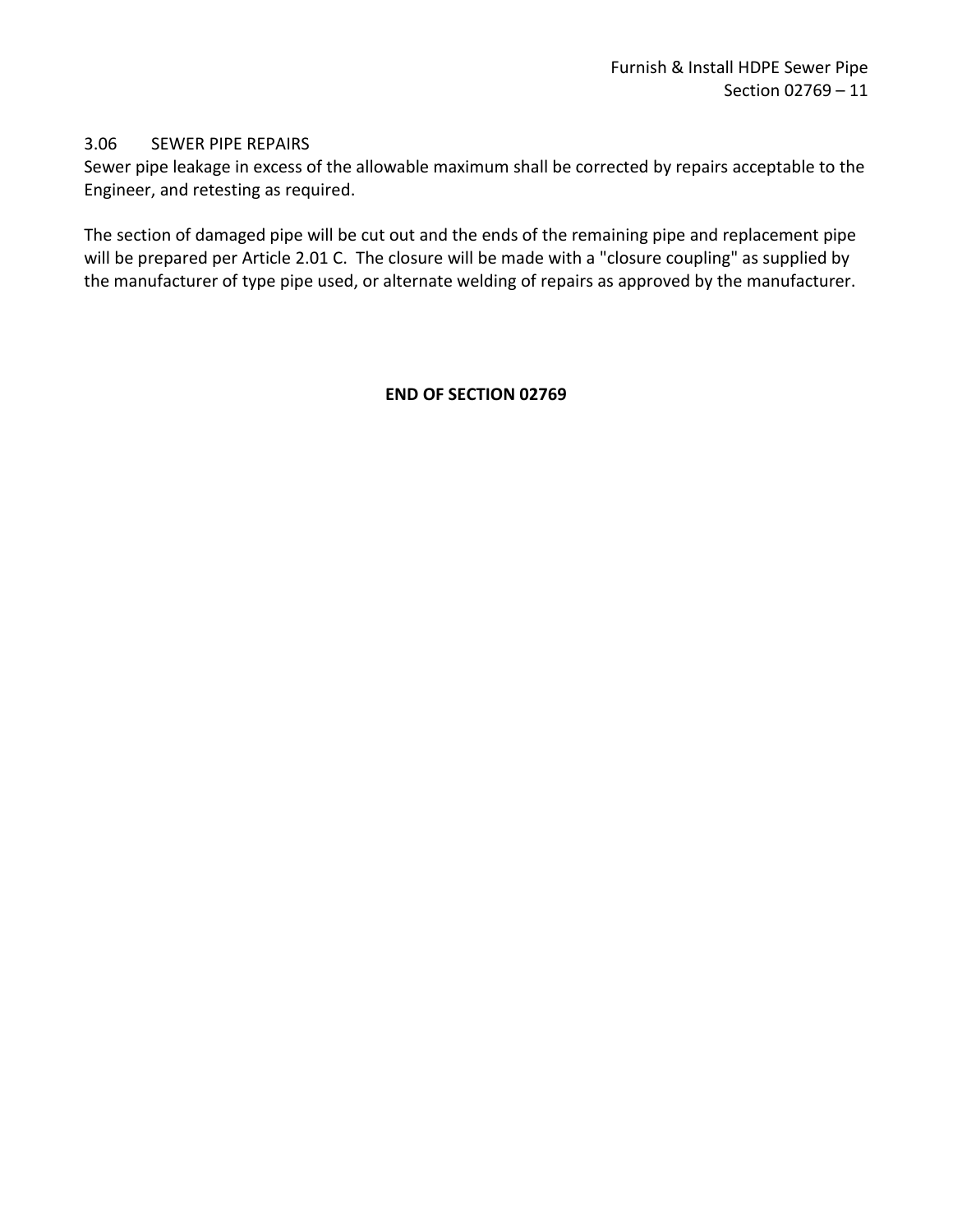### 3.06 SEWER PIPE REPAIRS

Sewer pipe leakage in excess of the allowable maximum shall be corrected by repairs acceptable to the Engineer, and retesting as required.

The section of damaged pipe will be cut out and the ends of the remaining pipe and replacement pipe will be prepared per Article 2.01 C. The closure will be made with a "closure coupling" as supplied by the manufacturer of type pipe used, or alternate welding of repairs as approved by the manufacturer.

**END OF SECTION 02769**